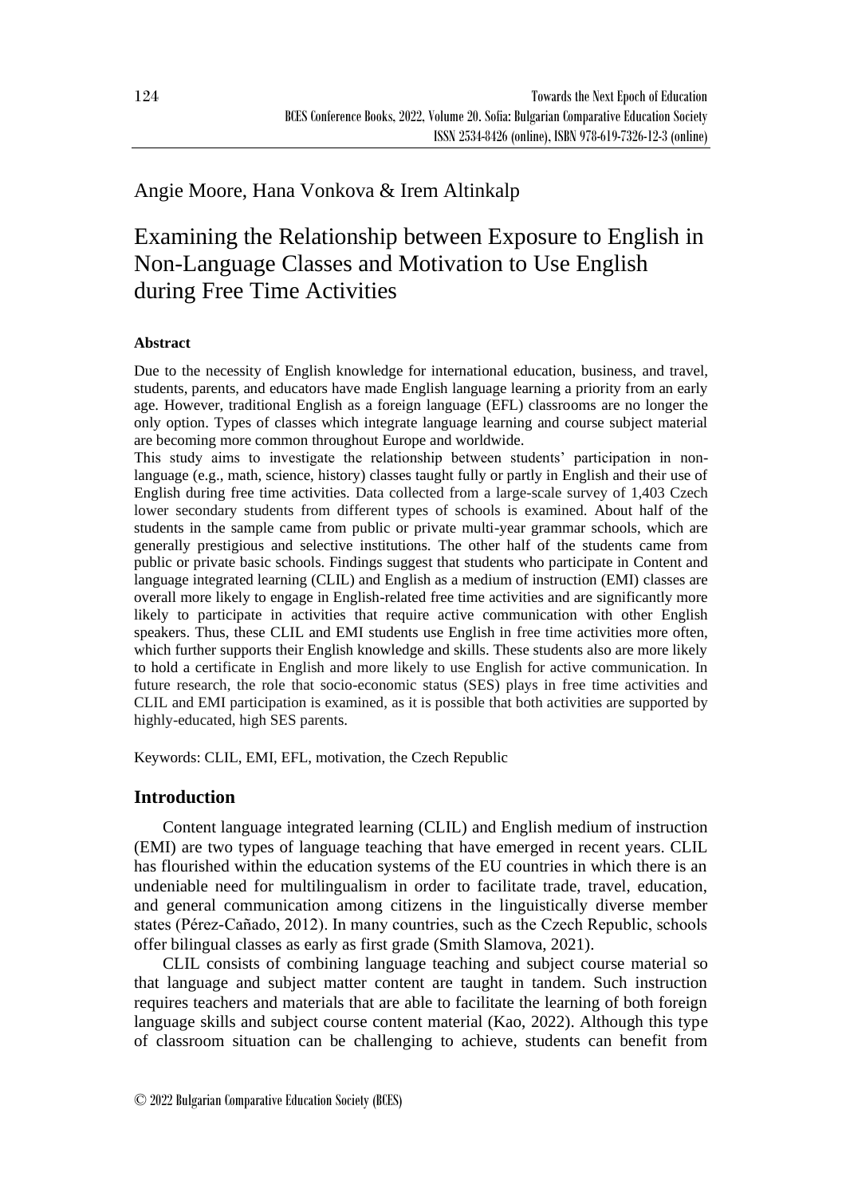Angie Moore, Hana Vonkova & Irem Altinkalp

# Examining the Relationship between Exposure to English in Non-Language Classes and Motivation to Use English during Free Time Activities

**Abstract**

Due to the necessity of English knowledge for international education, business, and travel, students, parents, and educators have made English language learning a priority from an early age. However, traditional English as a foreign language (EFL) classrooms are no longer the only option. Types of classes which integrate language learning and course subject material are becoming more common throughout Europe and worldwide.

This study aims to investigate the relationship between students' participation in non-language (e.g., math, science, history) classes taught fully or partly in English and their use of English during free time activities. Data collected from a large-scale survey of 1,403 Czech lower secondary students from different types of schools is examined. About half of the students in the sample came from public or private multi-year grammar schools, which are generally prestigious and selective institutions. The other half of the students came from public or private basic schools. Findings suggest that students who participate in Content and language integrated learning (CLIL) and English as a medium of instruction (EMI) classes are overall more likely to engage in English-related free time activities and are significantly more likely to participate in activities that require active communication with other English speakers. Thus, these CLIL and EMI students use English in free time activities more often, which further supports their English knowledge and skills. These students also are more likely to hold a certificate in English and more likely to use English for active communication. In future research, the role that socio-economic status (SES) plays in free time activities and CLIL and EMI participation is examined, as it is possible that both activities are supported by highly-educated, high SES parents.

Keywords: CLIL, EMI, EFL, motivation, the Czech Republic

## Introduction

Content language integrated learning (CLIL) and English medium of instruction (EMI) are two types of language teaching that have emerged in recent years. CLIL has flourished within the education systems of the EU countries in which there is an undeniable need for multilingualism in order to facilitate trade, travel, education, and general communication among citizens in the linguistically diverse member states (Pérez-Cañado, 2012). In many countries, such as the Czech Republic, schools offer bilingual classes as early as first grade (Smith Slamova, 2021).

CLIL consists of combining language teaching and subject course material so that language and subject matter content are taught in tandem. Such instruction requires teachers and materials that are able to facilitate the learning of both foreign language skills and subject course content material (Kao, 2022). Although this type of classroom situation can be challenging to achieve, students can benefit from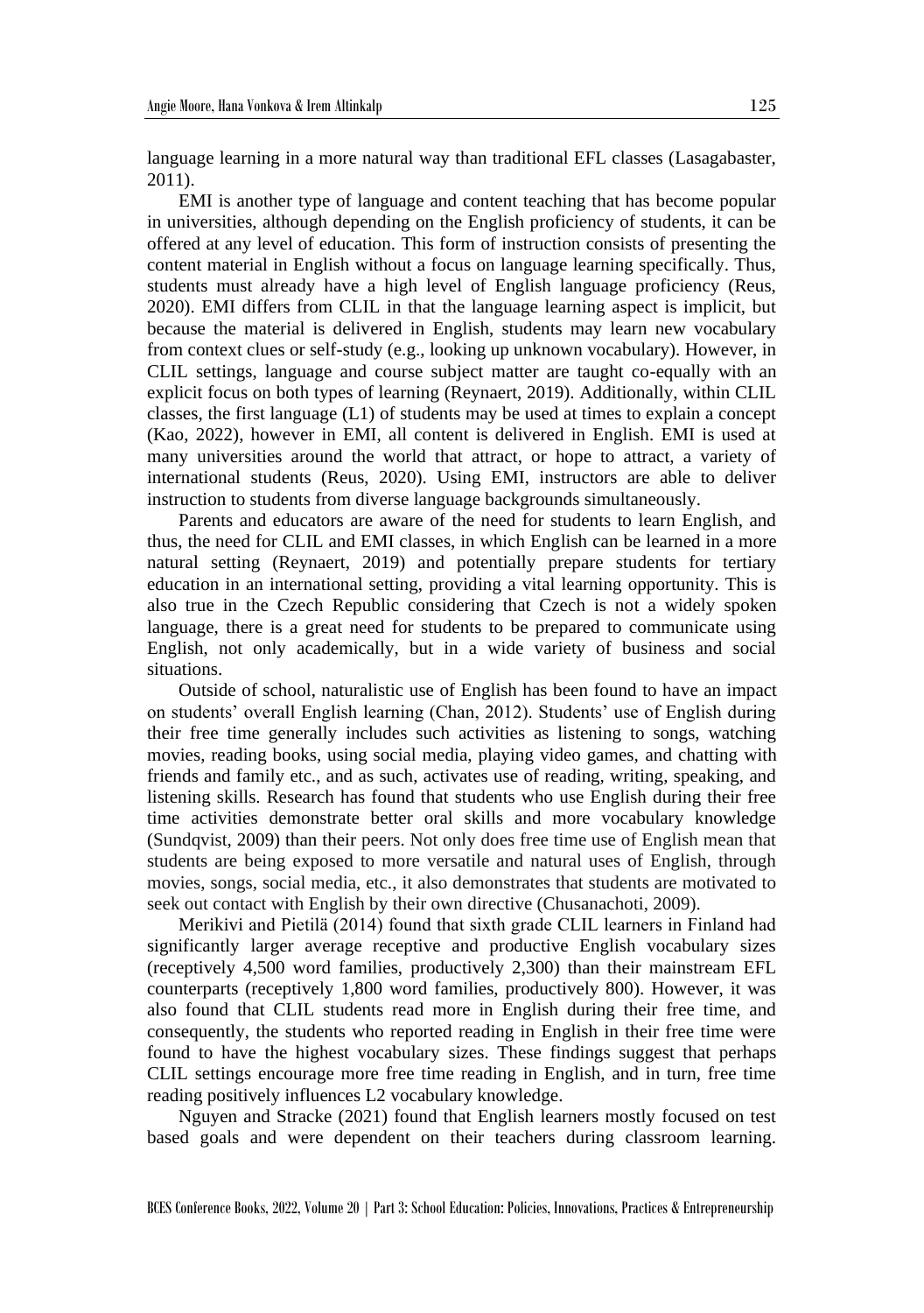language learning in a more natural way than traditional EFL classes (Lasagabaster, 2011).

EMI is another type of language and content teaching that has become popular in universities, although depending on the English proficiency of students, it can be offered at any level of education. This form of instruction consists of presenting the content material in English without a focus on language learning specifically. Thus, students must already have a high level of English language proficiency (Reus, 2020). EMI differs from CLIL in that the language learning aspect is implicit, but because the material is delivered in English, students may learn new vocabulary from context clues or self-study (e.g., looking up unknown vocabulary). However, in CLIL settings, language and course subject matter are taught co-equally with an explicit focus on both types of learning (Reynaert, 2019). Additionally, within CLIL classes, the first language (L1) of students may be used at times to explain a concept (Kao, 2022), however in EMI, all content is delivered in English. EMI is used at many universities around the world that attract, or hope to attract, a variety of international students (Reus, 2020). Using EMI, instructors are able to deliver instruction to students from diverse language backgrounds simultaneously.

Parents and educators are aware of the need for students to learn English, and thus, the need for CLIL and EMI classes, in which English can be learned in a more natural setting (Reynaert, 2019) and potentially prepare students for tertiary education in an international setting, providing a vital learning opportunity. This is also true in the Czech Republic considering that Czech is not a widely spoken language, there is a great need for students to be prepared to communicate using English, not only academically, but in a wide variety of business and social situations.

Outside of school, naturalistic use of English has been found to have an impact on students' overall English learning (Chan, 2012). Students' use of English during their free time generally includes such activities as listening to songs, watching movies, reading books, using social media, playing video games, and chatting with friends and family etc., and as such, activates use of reading, writing, speaking, and listening skills. Research has found that students who use English during their free time activities demonstrate better oral skills and more vocabulary knowledge (Sundqvist, 2009) than their peers. Not only does free time use of English mean that students are being exposed to more versatile and natural uses of English, through movies, songs, social media, etc., it also demonstrates that students are motivated to seek out contact with English by their own directive (Chusanachoti, 2009).

Merikivi and Pietilä (2014) found that sixth grade CLIL learners in Finland had significantly larger average receptive and productive English vocabulary sizes (receptively 4,500 word families, productively 2,300) than their mainstream EFL counterparts (receptively 1,800 word families, productively 800). However, it was also found that CLIL students read more in English during their free time, and consequently, the students who reported reading in English in their free time were found to have the highest vocabulary sizes. These findings suggest that perhaps CLIL settings encourage more free time reading in English, and in turn, free time reading positively influences L2 vocabulary knowledge.

Nguyen and Stracke (2021) found that English learners mostly focused on test based goals and were dependent on their teachers during classroom learning.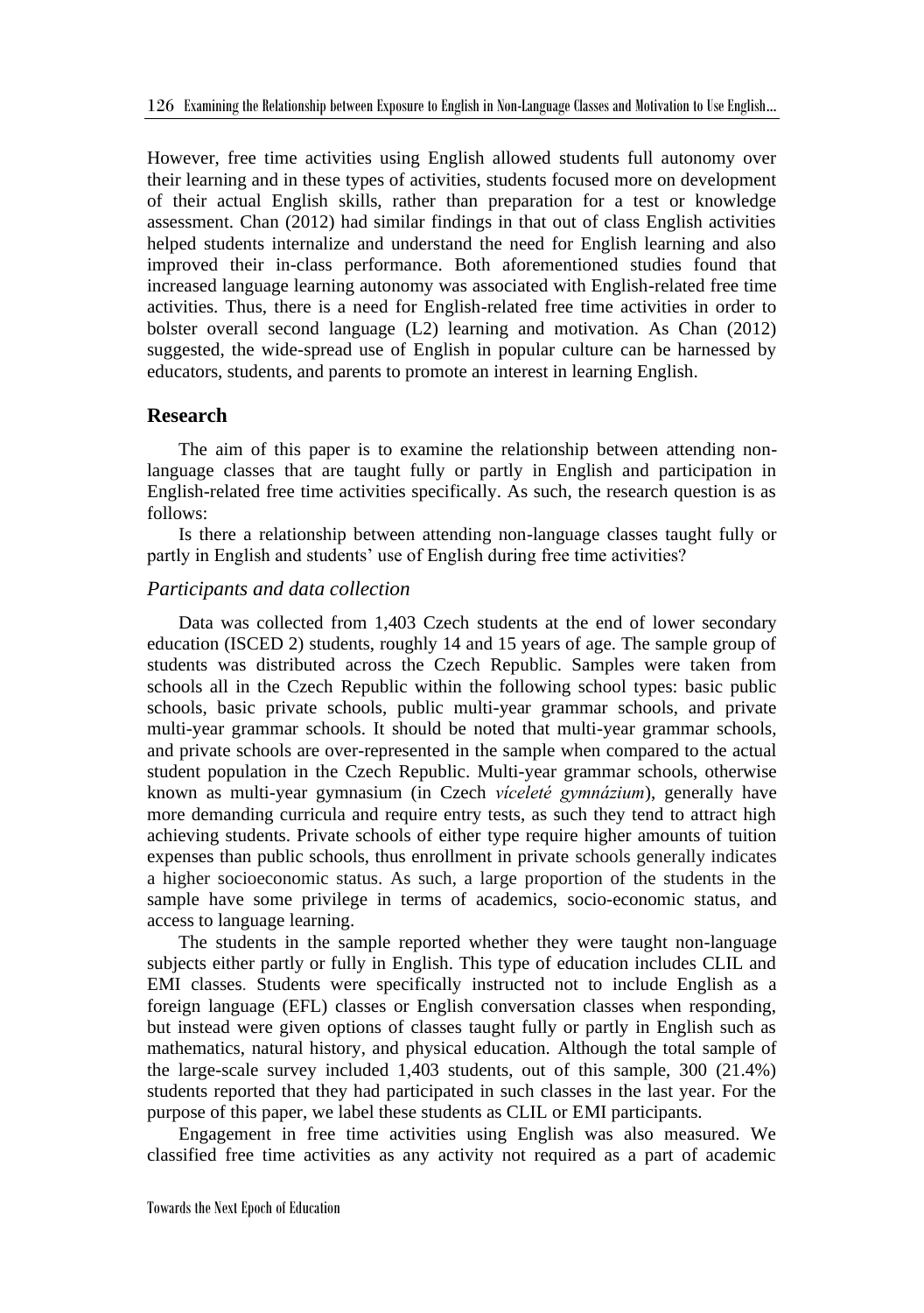However, free time activities using English allowed students full autonomy over their learning and in these types of activities, students focused more on development of their actual English skills, rather than preparation for a test or knowledge assessment. Chan (2012) had similar findings in that out of class English activities helped students internalize and understand the need for English learning and also improved their in-class performance. Both aforementioned studies found that increased language learning autonomy was associated with English-related free time activities. Thus, there is a need for English-related free time activities in order to bolster overall second language (L2) learning and motivation. As Chan (2012) suggested, the wide-spread use of English in popular culture can be harnessed by educators, students, and parents to promote an interest in learning English.

## Research

The aim of this paper is to examine the relationship between attending non-language classes that are taught fully or partly in English and participation in English-related free time activities specifically. As such, the research question is as follows:

Is there a relationship between attending non-language classes taught fully or partly in English and students' use of English during free time activities?

### *Participants and data collection*

Data was collected from 1,403 Czech students at the end of lower secondary education (ISCED 2) students, roughly 14 and 15 years of age. The sample group of students was distributed across the Czech Republic. Samples were taken from schools all in the Czech Republic within the following school types: basic public schools, basic private schools, public multi-year grammar schools, and private multi-year grammar schools. It should be noted that multi-year grammar schools, and private schools are over-represented in the sample when compared to the actual student population in the Czech Republic. Multi-year grammar schools, otherwise known as multi-year gymnasium (in Czech *víceleté gymnázium*), generally have more demanding curricula and require entry tests, as such they tend to attract high achieving students. Private schools of either type require higher amounts of tuition expenses than public schools, thus enrollment in private schools generally indicates a higher socioeconomic status. As such, a large proportion of the students in the sample have some privilege in terms of academics, socio-economic status, and access to language learning.

The students in the sample reported whether they were taught non-language subjects either partly or fully in English. This type of education includes CLIL and EMI classes. Students were specifically instructed not to include English as a foreign language (EFL) classes or English conversation classes when responding, but instead were given options of classes taught fully or partly in English such as mathematics, natural history, and physical education. Although the total sample of the large-scale survey included 1,403 students, out of this sample, 300 (21.4%) students reported that they had participated in such classes in the last year. For the purpose of this paper, we label these students as CLIL or EMI participants.

Engagement in free time activities using English was also measured. We classified free time activities as any activity not required as a part of academic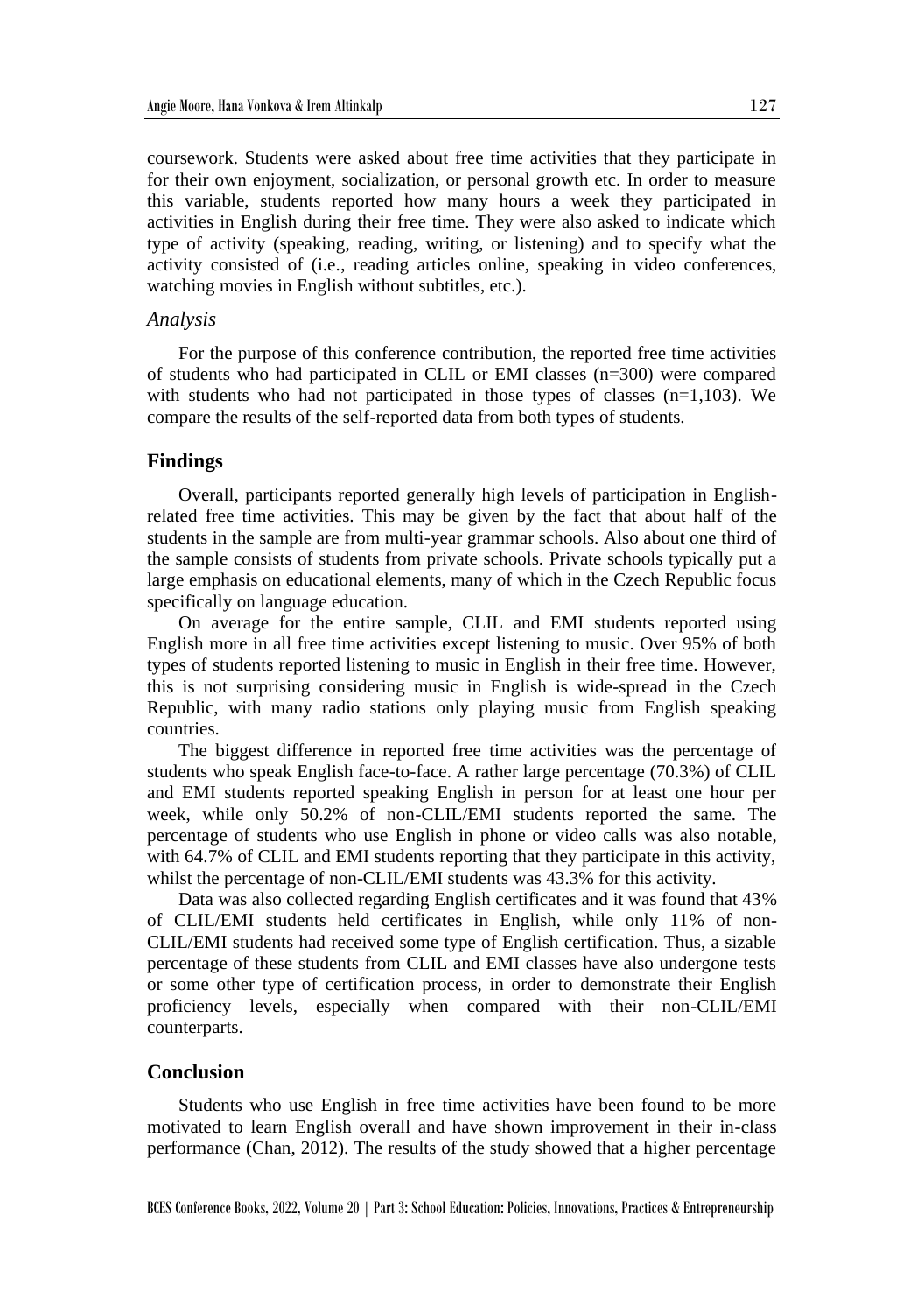coursework. Students were asked about free time activities that they participate in for their own enjoyment, socialization, or personal growth etc. In order to measure this variable, students reported how many hours a week they participated in activities in English during their free time. They were also asked to indicate which type of activity (speaking, reading, writing, or listening) and to specify what the activity consisted of (i.e., reading articles online, speaking in video conferences, watching movies in English without subtitles, etc.).

### *Analysis*

For the purpose of this conference contribution, the reported free time activities of students who had participated in CLIL or EMI classes (n=300) were compared with students who had not participated in those types of classes (n=1,103). We compare the results of the self-reported data from both types of students.

## Findings

Overall, participants reported generally high levels of participation in English-related free time activities. This may be given by the fact that about half of the students in the sample are from multi-year grammar schools. Also about one third of the sample consists of students from private schools. Private schools typically put a large emphasis on educational elements, many of which in the Czech Republic focus specifically on language education.

On average for the entire sample, CLIL and EMI students reported using English more in all free time activities except listening to music. Over 95% of both types of students reported listening to music in English in their free time. However, this is not surprising considering music in English is wide-spread in the Czech Republic, with many radio stations only playing music from English speaking countries.

The biggest difference in reported free time activities was the percentage of students who speak English face-to-face. A rather large percentage (70.3%) of CLIL and EMI students reported speaking English in person for at least one hour per week, while only 50.2% of non-CLIL/EMI students reported the same. The percentage of students who use English in phone or video calls was also notable, with 64.7% of CLIL and EMI students reporting that they participate in this activity, whilst the percentage of non-CLIL/EMI students was 43.3% for this activity.

Data was also collected regarding English certificates and it was found that 43% of CLIL/EMI students held certificates in English, while only 11% of non-CLIL/EMI students had received some type of English certification. Thus, a sizable percentage of these students from CLIL and EMI classes have also undergone tests or some other type of certification process, in order to demonstrate their English proficiency levels, especially when compared with their non-CLIL/EMI counterparts.

## Conclusion

Students who use English in free time activities have been found to be more motivated to learn English overall and have shown improvement in their in-class performance (Chan, 2012). The results of the study showed that a higher percentage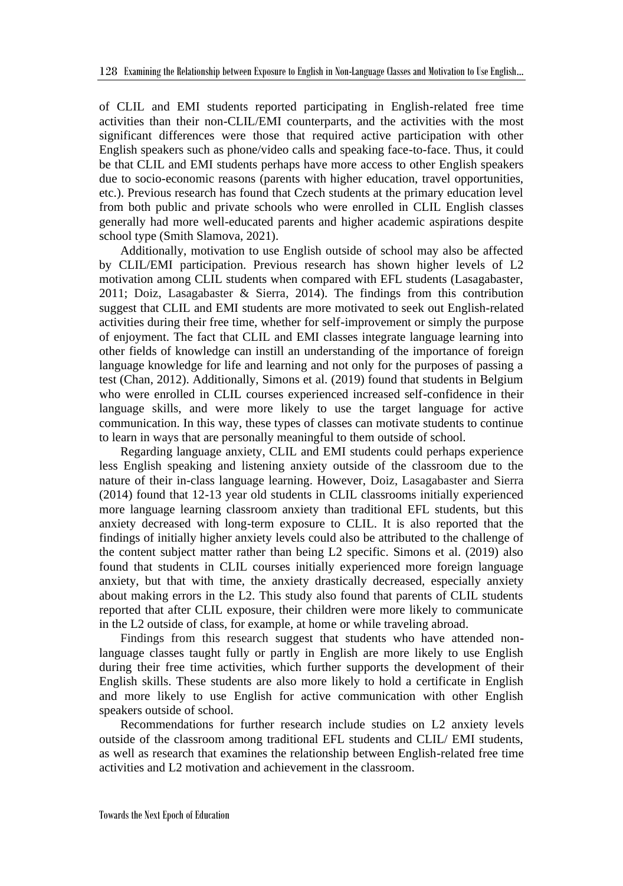of CLIL and EMI students reported participating in English-related free time activities than their non-CLIL/EMI counterparts, and the activities with the most significant differences were those that required active participation with other English speakers such as phone/video calls and speaking face-to-face. Thus, it could be that CLIL and EMI students perhaps have more access to other English speakers due to socio-economic reasons (parents with higher education, travel opportunities, etc.). Previous research has found that Czech students at the primary education level from both public and private schools who were enrolled in CLIL English classes generally had more well-educated parents and higher academic aspirations despite school type (Smith Slamova, 2021).

Additionally, motivation to use English outside of school may also be affected by CLIL/EMI participation. Previous research has shown higher levels of L2 motivation among CLIL students when compared with EFL students (Lasagabaster, 2011; Doiz, Lasagabaster & Sierra, 2014). The findings from this contribution suggest that CLIL and EMI students are more motivated to seek out English-related activities during their free time, whether for self-improvement or simply the purpose of enjoyment. The fact that CLIL and EMI classes integrate language learning into other fields of knowledge can instill an understanding of the importance of foreign language knowledge for life and learning and not only for the purposes of passing a test (Chan, 2012). Additionally, Simons et al. (2019) found that students in Belgium who were enrolled in CLIL courses experienced increased self-confidence in their language skills, and were more likely to use the target language for active communication. In this way, these types of classes can motivate students to continue to learn in ways that are personally meaningful to them outside of school.

Regarding language anxiety, CLIL and EMI students could perhaps experience less English speaking and listening anxiety outside of the classroom due to the nature of their in-class language learning. However, Doiz, Lasagabaster and Sierra (2014) found that 12-13 year old students in CLIL classrooms initially experienced more language learning classroom anxiety than traditional EFL students, but this anxiety decreased with long-term exposure to CLIL. It is also reported that the findings of initially higher anxiety levels could also be attributed to the challenge of the content subject matter rather than being L2 specific. Simons et al. (2019) also found that students in CLIL courses initially experienced more foreign language anxiety, but that with time, the anxiety drastically decreased, especially anxiety about making errors in the L2. This study also found that parents of CLIL students reported that after CLIL exposure, their children were more likely to communicate in the L2 outside of class, for example, at home or while traveling abroad.

Findings from this research suggest that students who have attended non-language classes taught fully or partly in English are more likely to use English during their free time activities, which further supports the development of their English skills. These students are also more likely to hold a certificate in English and more likely to use English for active communication with other English speakers outside of school.

Recommendations for further research include studies on L2 anxiety levels outside of the classroom among traditional EFL students and CLIL/ EMI students, as well as research that examines the relationship between English-related free time activities and L2 motivation and achievement in the classroom.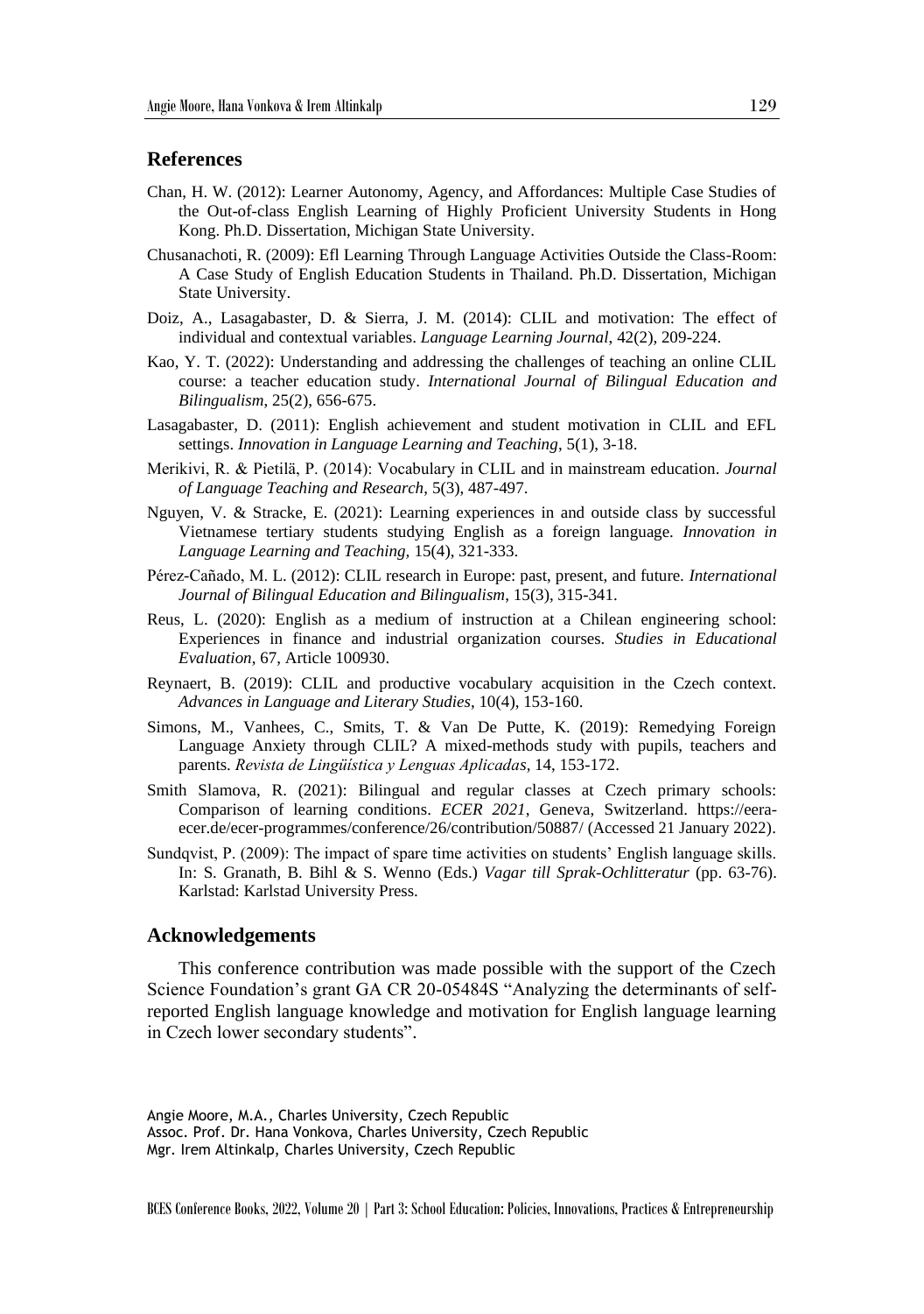## References

Chan, H. W. (2012): Learner Autonomy, Agency, and Affordances: Multiple Case Studies of the Out-of-class English Learning of Highly Proficient University Students in Hong Kong. Ph.D. Dissertation, Michigan State University.

Chusanachoti, R. (2009): Efl Learning Through Language Activities Outside the Class-Room: A Case Study of English Education Students in Thailand. Ph.D. Dissertation, Michigan State University.

Doiz, A., Lasagabaster, D. & Sierra, J. M. (2014): CLIL and motivation: The effect of individual and contextual variables. *Language Learning Journal*, 42(2), 209-224.

Kao, Y. T. (2022): Understanding and addressing the challenges of teaching an online CLIL course: a teacher education study. *International Journal of Bilingual Education and Bilingualism*, 25(2), 656-675.

Lasagabaster, D. (2011): English achievement and student motivation in CLIL and EFL settings. *Innovation in Language Learning and Teaching*, 5(1), 3-18.

Merikivi, R. & Pietilä, P. (2014): Vocabulary in CLIL and in mainstream education. *Journal of Language Teaching and Research*, 5(3), 487-497.

Nguyen, V. & Stracke, E. (2021): Learning experiences in and outside class by successful Vietnamese tertiary students studying English as a foreign language. *Innovation in Language Learning and Teaching*, 15(4), 321-333.

Pérez-Cañado, M. L. (2012): CLIL research in Europe: past, present, and future. *International Journal of Bilingual Education and Bilingualism*, 15(3), 315-341.

Reus, L. (2020): English as a medium of instruction at a Chilean engineering school: Experiences in finance and industrial organization courses. *Studies in Educational Evaluation*, 67, Article 100930.

Reynaert, B. (2019): CLIL and productive vocabulary acquisition in the Czech context. *Advances in Language and Literary Studies*, 10(4), 153-160.

Simons, M., Vanhees, C., Smits, T. & Van De Putte, K. (2019): Remedying Foreign Language Anxiety through CLIL? A mixed-methods study with pupils, teachers and parents. *Revista de Lingüística y Lenguas Aplicadas*, 14, 153-172.

Smith Slamova, R. (2021): Bilingual and regular classes at Czech primary schools: Comparison of learning conditions. *ECER 2021*, Geneva, Switzerland. https://eera-ecer.de/ecer-programmes/conference/26/contribution/50887/ (Accessed 21 January 2022).

Sundqvist, P. (2009): The impact of spare time activities on students' English language skills. In: S. Granath, B. Bihl & S. Wenno (Eds.) *Vagar till Sprak-Ochlitteratur* (pp. 63-76). Karlstad: Karlstad University Press.

## Acknowledgements

This conference contribution was made possible with the support of the Czech Science Foundation's grant GA CR 20-05484S "Analyzing the determinants of self-reported English language knowledge and motivation for English language learning in Czech lower secondary students".

Angie Moore, M.A., Charles University, Czech Republic
Assoc. Prof. Dr. Hana Vonkova, Charles University, Czech Republic
Mgr. Irem Altinkalp, Charles University, Czech Republic